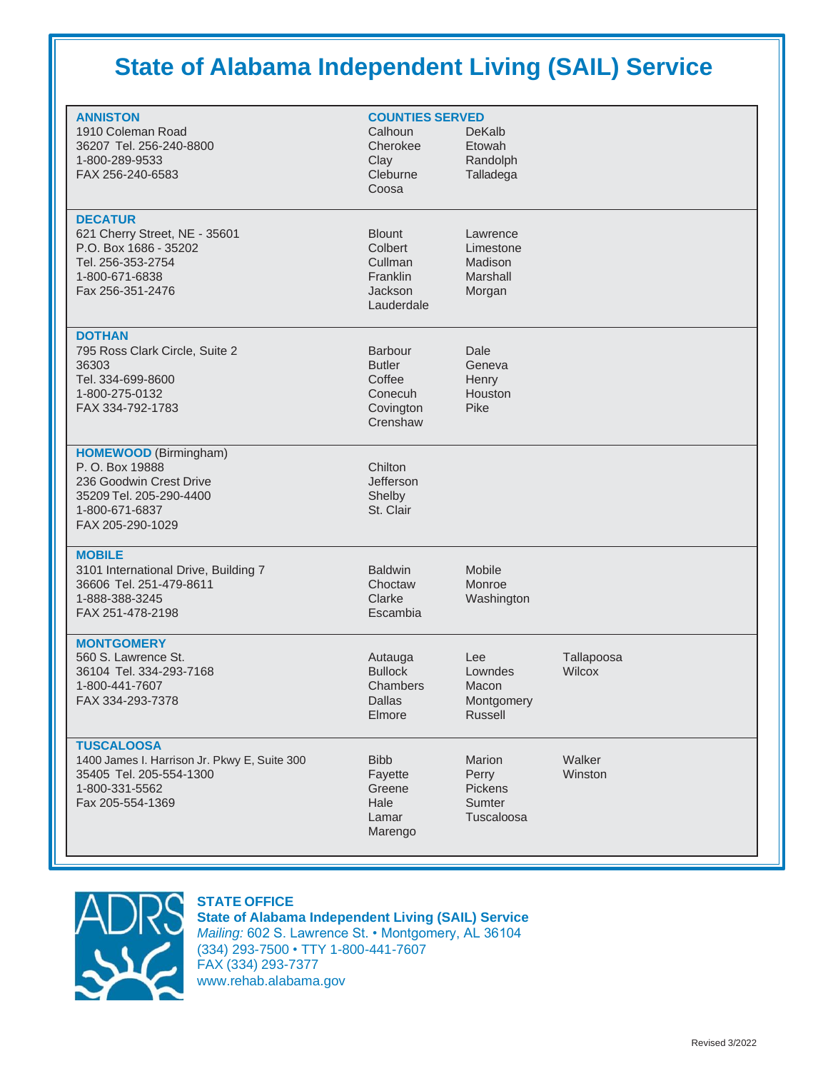# State of Alabama Independent Living (SAIL) Service

| Office | Counties Served | | |
|---|---|---|---|
| **ANNISTON**<br>1910 Coleman Road<br>36207 Tel. 256-240-8800<br>1-800-289-9533<br>FAX 256-240-6583 | Calhoun<br>Cherokee<br>Clay<br>Cleburne<br>Coosa | DeKalb<br>Etowah<br>Randolph<br>Talladega | |
| **DECATUR**<br>621 Cherry Street, NE - 35601<br>P.O. Box 1686 - 35202<br>Tel. 256-353-2754<br>1-800-671-6838<br>Fax 256-351-2476 | Blount<br>Colbert<br>Cullman<br>Franklin<br>Jackson<br>Lauderdale | Lawrence<br>Limestone<br>Madison<br>Marshall<br>Morgan | |
| **DOTHAN**<br>795 Ross Clark Circle, Suite 2<br>36303<br>Tel. 334-699-8600<br>1-800-275-0132<br>FAX 334-792-1783 | Barbour<br>Butler<br>Coffee<br>Conecuh<br>Covington<br>Crenshaw | Dale<br>Geneva<br>Henry<br>Houston<br>Pike | |
| **HOMEWOOD** (Birmingham)<br>P. O. Box 19888<br>236 Goodwin Crest Drive<br>35209 Tel. 205-290-4400<br>1-800-671-6837<br>FAX 205-290-1029 | Chilton<br>Jefferson<br>Shelby<br>St. Clair | | |
| **MOBILE**<br>3101 International Drive, Building 7<br>36606 Tel. 251-479-8611<br>1-888-388-3245<br>FAX 251-478-2198 | Baldwin<br>Choctaw<br>Clarke<br>Escambia | Mobile<br>Monroe<br>Washington | |
| **MONTGOMERY**<br>560 S. Lawrence St.<br>36104 Tel. 334-293-7168<br>1-800-441-7607<br>FAX 334-293-7378 | Autauga<br>Bullock<br>Chambers<br>Dallas<br>Elmore | Lee<br>Lowndes<br>Macon<br>Montgomery<br>Russell | Tallapoosa<br>Wilcox |
| **TUSCALOOSA**<br>1400 James I. Harrison Jr. Pkwy E, Suite 300<br>35405 Tel. 205-554-1300<br>1-800-331-5562<br>Fax 205-554-1369 | Bibb<br>Fayette<br>Greene<br>Hale<br>Lamar<br>Marengo | Marion<br>Perry<br>Pickens<br>Sumter<br>Tuscaloosa | Walker<br>Winston |

**STATE OFFICE**
**State of Alabama Independent Living (SAIL) Service**
*Mailing:* 602 S. Lawrence St. • Montgomery, AL 36104
(334) 293-7500 • TTY 1-800-441-7607
FAX (334) 293-7377
www.rehab.alabama.gov

Revised 3/2022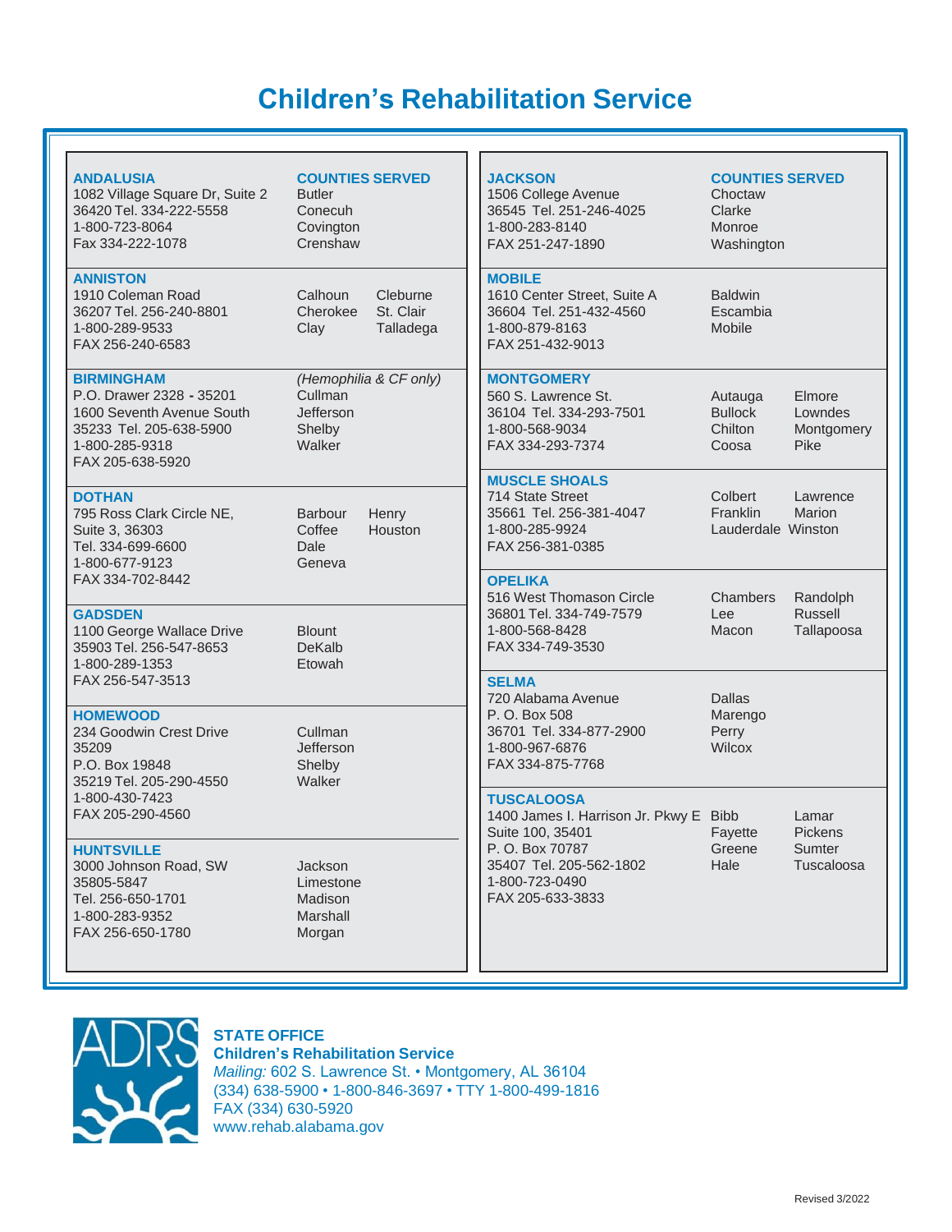# Children's Rehabilitation Service

| Office | Counties Served |
|---|---|
| **ANDALUSIA**<br>1082 Village Square Dr, Suite 2<br>36420 Tel. 334-222-5558<br>1-800-723-8064<br>Fax 334-222-1078 | Butler<br>Conecuh<br>Covington<br>Crenshaw |
| **ANNISTON**<br>1910 Coleman Road<br>36207 Tel. 256-240-8801<br>1-800-289-9533<br>FAX 256-240-6583 | Calhoun<br>Cherokee<br>Clay<br>Cleburne<br>St. Clair<br>Talladega |
| **BIRMINGHAM**<br>P.O. Drawer 2328 - 35201<br>1600 Seventh Avenue South<br>35233 Tel. 205-638-5900<br>1-800-285-9318<br>FAX 205-638-5920 | *(Hemophilia & CF only)*<br>Cullman<br>Jefferson<br>Shelby<br>Walker |
| **DOTHAN**<br>795 Ross Clark Circle NE,<br>Suite 3, 36303<br>Tel. 334-699-6600<br>1-800-677-9123<br>FAX 334-702-8442 | Barbour<br>Coffee<br>Dale<br>Geneva<br>Henry<br>Houston |
| **GADSDEN**<br>1100 George Wallace Drive<br>35903 Tel. 256-547-8653<br>1-800-289-1353<br>FAX 256-547-3513 | Blount<br>DeKalb<br>Etowah |
| **HOMEWOOD**<br>234 Goodwin Crest Drive<br>35209<br>P.O. Box 19848<br>35219 Tel. 205-290-4550<br>1-800-430-7423<br>FAX 205-290-4560 | Cullman<br>Jefferson<br>Shelby<br>Walker |
| **HUNTSVILLE**<br>3000 Johnson Road, SW<br>35805-5847<br>Tel. 256-650-1701<br>1-800-283-9352<br>FAX 256-650-1780 | Jackson<br>Limestone<br>Madison<br>Marshall<br>Morgan |
| **JACKSON**<br>1506 College Avenue<br>36545 Tel. 251-246-4025<br>1-800-283-8140<br>FAX 251-247-1890 | Choctaw<br>Clarke<br>Monroe<br>Washington |
| **MOBILE**<br>1610 Center Street, Suite A<br>36604 Tel. 251-432-4560<br>1-800-879-8163<br>FAX 251-432-9013 | Baldwin<br>Escambia<br>Mobile |
| **MONTGOMERY**<br>560 S. Lawrence St.<br>36104 Tel. 334-293-7501<br>1-800-568-9034<br>FAX 334-293-7374 | Autauga<br>Bullock<br>Chilton<br>Coosa<br>Elmore<br>Lowndes<br>Montgomery<br>Pike |
| **MUSCLE SHOALS**<br>714 State Street<br>35661 Tel. 256-381-4047<br>1-800-285-9924<br>FAX 256-381-0385 | Colbert<br>Franklin<br>Lauderdale<br>Lawrence<br>Marion<br>Winston |
| **OPELIKA**<br>516 West Thomason Circle<br>36801 Tel. 334-749-7579<br>1-800-568-8428<br>FAX 334-749-3530 | Chambers<br>Lee<br>Macon<br>Randolph<br>Russell<br>Tallapoosa |
| **SELMA**<br>720 Alabama Avenue<br>P. O. Box 508<br>36701 Tel. 334-877-2900<br>1-800-967-6876<br>FAX 334-875-7768 | Dallas<br>Marengo<br>Perry<br>Wilcox |
| **TUSCALOOSA**<br>1400 James I. Harrison Jr. Pkwy E<br>Suite 100, 35401<br>P. O. Box 70787<br>35407 Tel. 205-562-1802<br>1-800-723-0490<br>FAX 205-633-3833 | Bibb<br>Fayette<br>Greene<br>Hale<br>Lamar<br>Pickens<br>Sumter<br>Tuscaloosa |

**STATE OFFICE**
**Children's Rehabilitation Service**
*Mailing:* 602 S. Lawrence St. • Montgomery, AL 36104
(334) 638-5900 • 1-800-846-3697 • TTY 1-800-499-1816
FAX (334) 630-5920
www.rehab.alabama.gov

Revised 3/2022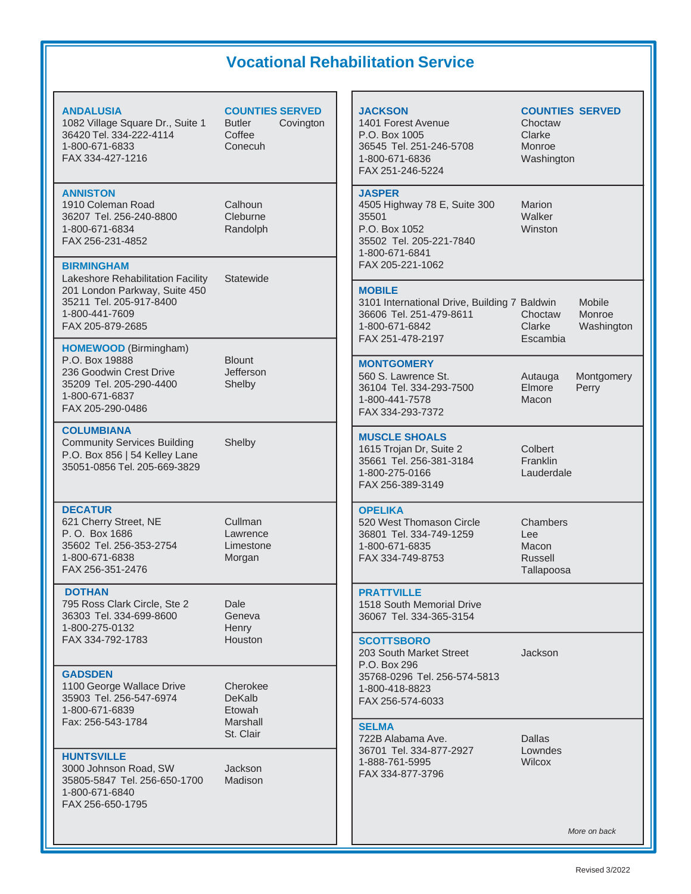# Vocational Rehabilitation Service

| Office | Counties Served |
|---|---|
| **ANDALUSIA**<br>1082 Village Square Dr., Suite 1<br>36420 Tel. 334-222-4114<br>1-800-671-6833<br>FAX 334-427-1216 | Butler, Covington, Coffee, Conecuh |
| **ANNISTON**<br>1910 Coleman Road<br>36207 Tel. 256-240-8800<br>1-800-671-6834<br>FAX 256-231-4852 | Calhoun, Cleburne, Randolph |
| **BIRMINGHAM**<br>Lakeshore Rehabilitation Facility<br>201 London Parkway, Suite 450<br>35211 Tel. 205-917-8400<br>1-800-441-7609<br>FAX 205-879-2685 | Statewide |
| **HOMEWOOD** (Birmingham)<br>P.O. Box 19888<br>236 Goodwin Crest Drive<br>35209 Tel. 205-290-4400<br>1-800-671-6837<br>FAX 205-290-0486 | Blount, Jefferson, Shelby |
| **COLUMBIANA**<br>Community Services Building<br>P.O. Box 856 \| 54 Kelley Lane<br>35051-0856 Tel. 205-669-3829 | Shelby |
| **DECATUR**<br>621 Cherry Street, NE<br>P. O. Box 1686<br>35602 Tel. 256-353-2754<br>1-800-671-6838<br>FAX 256-351-2476 | Cullman, Lawrence, Limestone, Morgan |
| **DOTHAN**<br>795 Ross Clark Circle, Ste 2<br>36303 Tel. 334-699-8600<br>1-800-275-0132<br>FAX 334-792-1783 | Dale, Geneva, Henry, Houston |
| **GADSDEN**<br>1100 George Wallace Drive<br>35903 Tel. 256-547-6974<br>1-800-671-6839<br>Fax: 256-543-1784 | Cherokee, DeKalb, Etowah, Marshall, St. Clair |
| **HUNTSVILLE**<br>3000 Johnson Road, SW<br>35805-5847 Tel. 256-650-1700<br>1-800-671-6840<br>FAX 256-650-1795 | Jackson, Madison |
| **JACKSON**<br>1401 Forest Avenue<br>P.O. Box 1005<br>36545 Tel. 251-246-5708<br>1-800-671-6836<br>FAX 251-246-5224 | Choctaw, Clarke, Monroe, Washington |
| **JASPER**<br>4505 Highway 78 E, Suite 300<br>35501<br>P.O. Box 1052<br>35502 Tel. 205-221-7840<br>1-800-671-6841<br>FAX 205-221-1062 | Marion, Walker, Winston |
| **MOBILE**<br>3101 International Drive, Building 7<br>36606 Tel. 251-479-8611<br>1-800-671-6842<br>FAX 251-478-2197 | Baldwin, Mobile, Choctaw, Monroe, Clarke, Washington, Escambia |
| **MONTGOMERY**<br>560 S. Lawrence St.<br>36104 Tel. 334-293-7500<br>1-800-441-7578<br>FAX 334-293-7372 | Autauga, Montgomery, Elmore, Perry, Macon |
| **MUSCLE SHOALS**<br>1615 Trojan Dr, Suite 2<br>35661 Tel. 256-381-3184<br>1-800-275-0166<br>FAX 256-389-3149 | Colbert, Franklin, Lauderdale |
| **OPELIKA**<br>520 West Thomason Circle<br>36801 Tel. 334-749-1259<br>1-800-671-6835<br>FAX 334-749-8753 | Chambers, Lee, Macon, Russell, Tallapoosa |
| **PRATTVILLE**<br>1518 South Memorial Drive<br>36067 Tel. 334-365-3154 | |
| **SCOTTSBORO**<br>203 South Market Street<br>P.O. Box 296<br>35768-0296 Tel. 256-574-5813<br>1-800-418-8823<br>FAX 256-574-6033 | Jackson |
| **SELMA**<br>722B Alabama Ave.<br>36701 Tel. 334-877-2927<br>1-888-761-5995<br>FAX 334-877-3796 | Dallas, Lowndes, Wilcox |

*More on back*

Revised 3/2022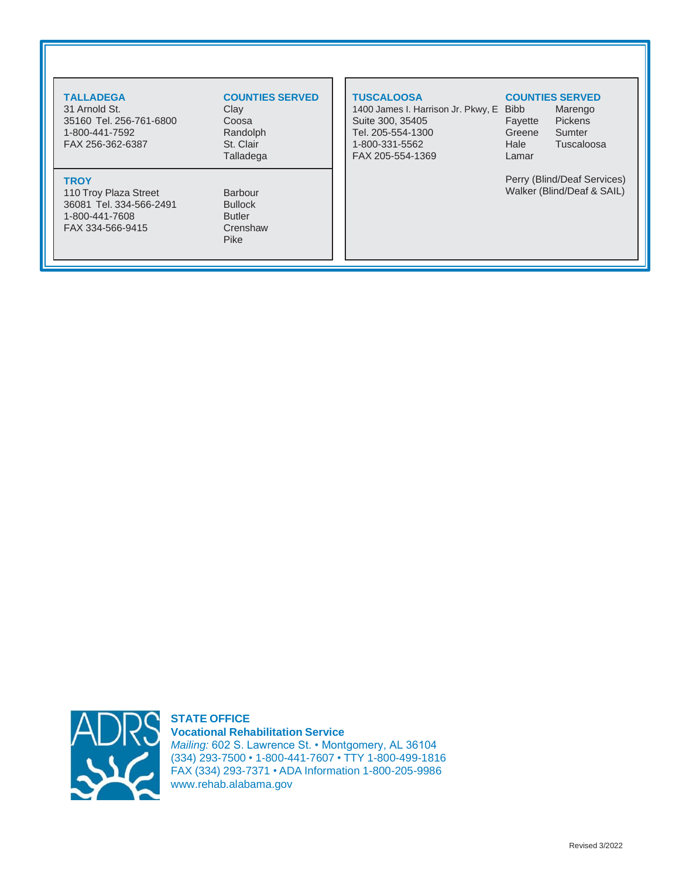**TALLADEGA**
31 Arnold St.
35160 Tel. 256-761-6800
1-800-441-7592
FAX 256-362-6387

**COUNTIES SERVED**
Clay
Coosa
Randolph
St. Clair
Talladega

**TROY**
110 Troy Plaza Street
36081 Tel. 334-566-2491
1-800-441-7608
FAX 334-566-9415

Barbour
Bullock
Butler
Crenshaw
Pike

**TUSCALOOSA**
1400 James I. Harrison Jr. Pkwy, E
Suite 300, 35405
Tel. 205-554-1300
1-800-331-5562
FAX 205-554-1369

**COUNTIES SERVED**
Bibb
Fayette
Greene
Hale
Lamar
Marengo
Pickens
Sumter
Tuscaloosa

Perry (Blind/Deaf Services)
Walker (Blind/Deaf & SAIL)

**STATE OFFICE**
**Vocational Rehabilitation Service**
*Mailing:* 602 S. Lawrence St. • Montgomery, AL 36104
(334) 293-7500 • 1-800-441-7607 • TTY 1-800-499-1816
FAX (334) 293-7371 • ADA Information 1-800-205-9986
www.rehab.alabama.gov

Revised 3/2022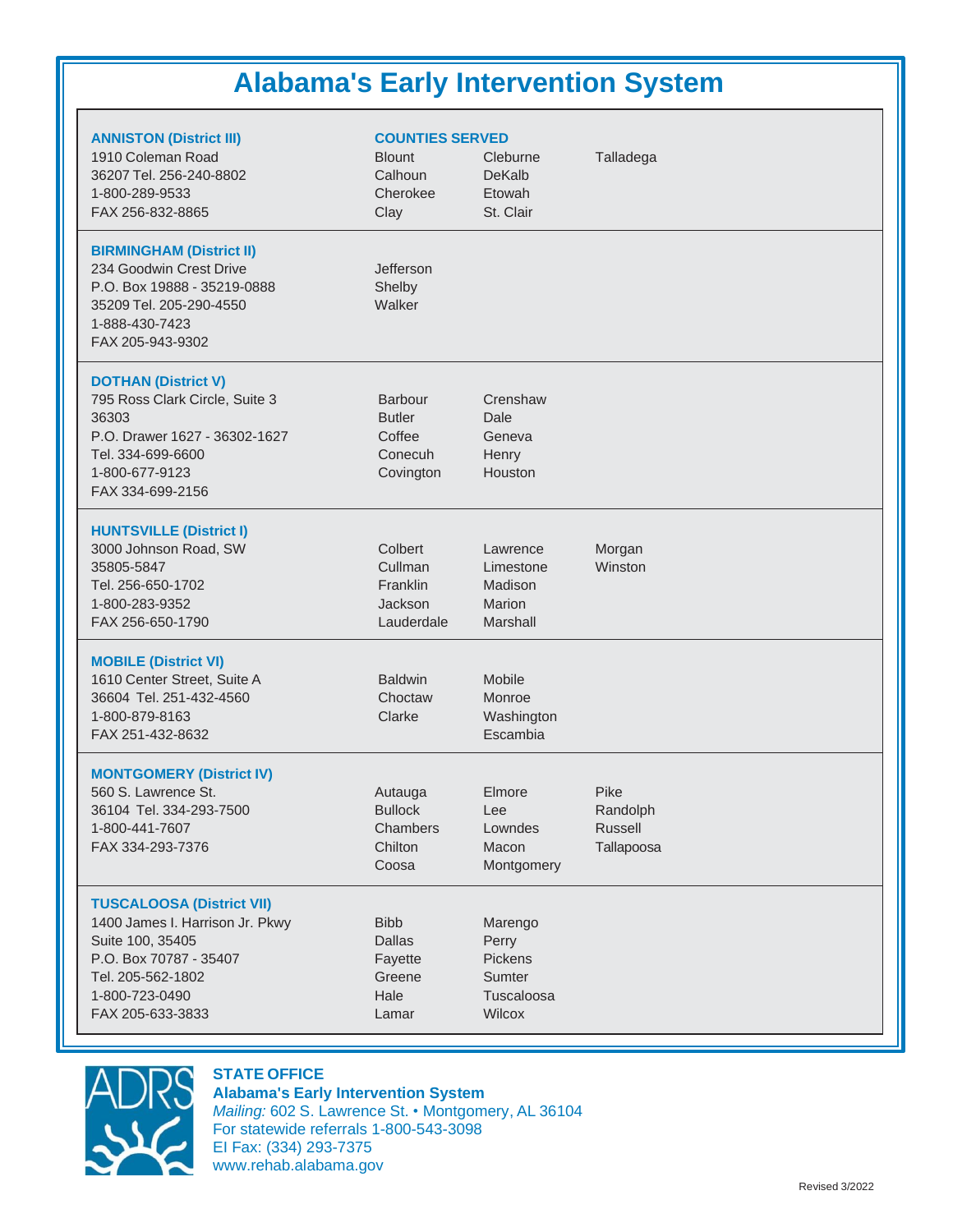# Alabama's Early Intervention System

| | |
|---|---|
| **ANNISTON (District III)**<br>1910 Coleman Road<br>36207 Tel. 256-240-8802<br>1-800-289-9533<br>FAX 256-832-8865 | **COUNTIES SERVED**<br>Blount, Calhoun, Cherokee, Clay, Cleburne, DeKalb, Etowah, St. Clair, Talladega |
| **BIRMINGHAM (District II)**<br>234 Goodwin Crest Drive<br>P.O. Box 19888 - 35219-0888<br>35209 Tel. 205-290-4550<br>1-888-430-7423<br>FAX 205-943-9302 | Jefferson, Shelby, Walker |
| **DOTHAN (District V)**<br>795 Ross Clark Circle, Suite 3<br>36303<br>P.O. Drawer 1627 - 36302-1627<br>Tel. 334-699-6600<br>1-800-677-9123<br>FAX 334-699-2156 | Barbour, Butler, Coffee, Conecuh, Covington, Crenshaw, Dale, Geneva, Henry, Houston |
| **HUNTSVILLE (District I)**<br>3000 Johnson Road, SW<br>35805-5847<br>Tel. 256-650-1702<br>1-800-283-9352<br>FAX 256-650-1790 | Colbert, Cullman, Franklin, Jackson, Lauderdale, Lawrence, Limestone, Madison, Marion, Marshall, Morgan, Winston |
| **MOBILE (District VI)**<br>1610 Center Street, Suite A<br>36604 Tel. 251-432-4560<br>1-800-879-8163<br>FAX 251-432-8632 | Baldwin, Choctaw, Clarke, Mobile, Monroe, Washington, Escambia |
| **MONTGOMERY (District IV)**<br>560 S. Lawrence St.<br>36104 Tel. 334-293-7500<br>1-800-441-7607<br>FAX 334-293-7376 | Autauga, Bullock, Chambers, Chilton, Coosa, Elmore, Lee, Lowndes, Macon, Montgomery, Pike, Randolph, Russell, Tallapoosa |
| **TUSCALOOSA (District VII)**<br>1400 James I. Harrison Jr. Pkwy<br>Suite 100, 35405<br>P.O. Box 70787 - 35407<br>Tel. 205-562-1802<br>1-800-723-0490<br>FAX 205-633-3833 | Bibb, Dallas, Fayette, Greene, Hale, Lamar, Marengo, Perry, Pickens, Sumter, Tuscaloosa, Wilcox |

ADRS

**STATE OFFICE**
**Alabama's Early Intervention System**
*Mailing:* 602 S. Lawrence St. • Montgomery, AL 36104
For statewide referrals 1-800-543-3098
EI Fax: (334) 293-7375
www.rehab.alabama.gov

Revised 3/2022